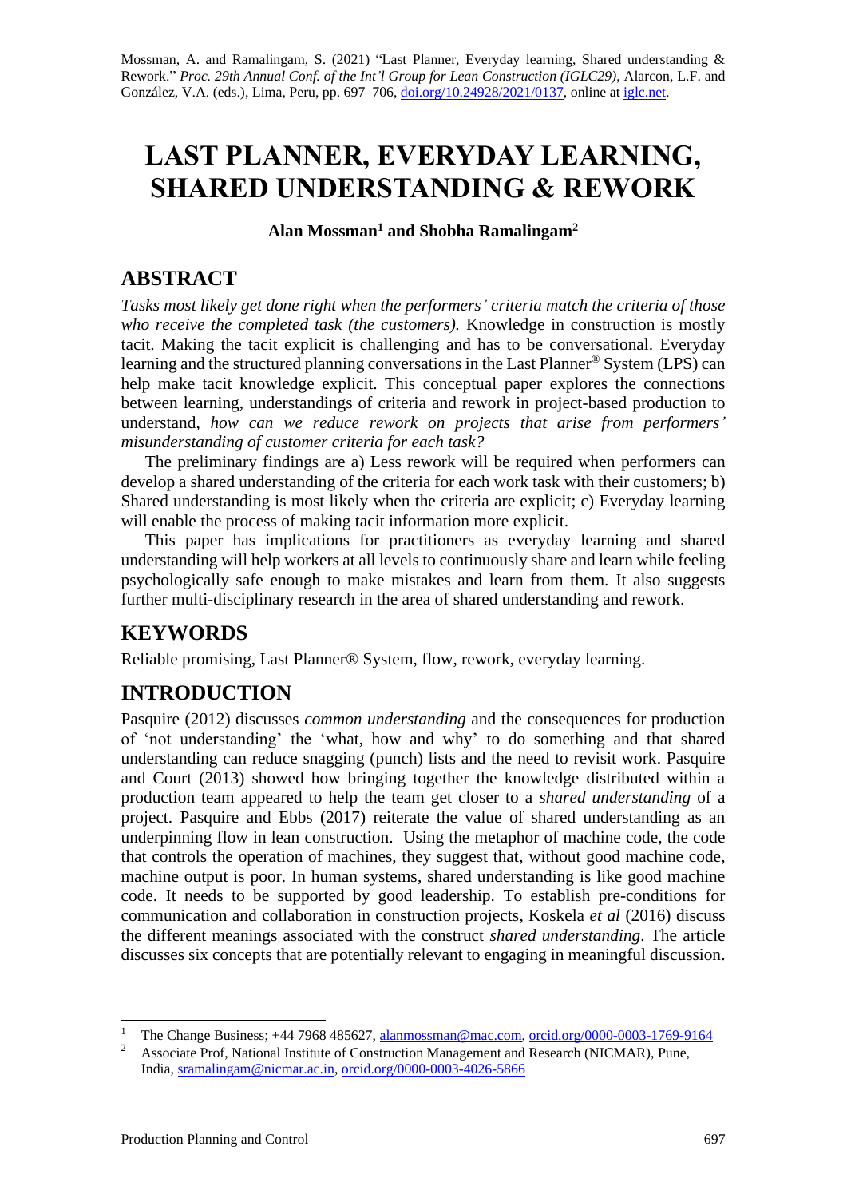Mossman, A. and Ramalingam, S. (2021) "Last Planner, Everyday learning, Shared understanding & Rework." *Proc. 29th Annual Conf. of the Int'l Group for Lean Construction (IGLC29)*, Alarcon, L.F. and González, V.A. (eds.), Lima, Peru, pp. 697–706, doi.org/10.24928/2021/0137, online at iglc.net.

# LAST PLANNER, EVERYDAY LEARNING, SHARED UNDERSTANDING & REWORK

**Alan Mossman[1] and Shobha Ramalingam[2]**

## ABSTRACT

*Tasks most likely get done right when the performers' criteria match the criteria of those who receive the completed task (the customers).* Knowledge in construction is mostly tacit. Making the tacit explicit is challenging and has to be conversational. Everyday learning and the structured planning conversations in the Last Planner® System (LPS) can help make tacit knowledge explicit. This conceptual paper explores the connections between learning, understandings of criteria and rework in project-based production to understand, *how can we reduce rework on projects that arise from performers' misunderstanding of customer criteria for each task?*

The preliminary findings are a) Less rework will be required when performers can develop a shared understanding of the criteria for each work task with their customers; b) Shared understanding is most likely when the criteria are explicit; c) Everyday learning will enable the process of making tacit information more explicit.

This paper has implications for practitioners as everyday learning and shared understanding will help workers at all levels to continuously share and learn while feeling psychologically safe enough to make mistakes and learn from them. It also suggests further multi-disciplinary research in the area of shared understanding and rework.

## KEYWORDS

Reliable promising, Last Planner® System, flow, rework, everyday learning.

## INTRODUCTION

Pasquire (2012) discusses *common understanding* and the consequences for production of 'not understanding' the 'what, how and why' to do something and that shared understanding can reduce snagging (punch) lists and the need to revisit work. Pasquire and Court (2013) showed how bringing together the knowledge distributed within a production team appeared to help the team get closer to a *shared understanding* of a project. Pasquire and Ebbs (2017) reiterate the value of shared understanding as an underpinning flow in lean construction. Using the metaphor of machine code, the code that controls the operation of machines, they suggest that, without good machine code, machine output is poor. In human systems, shared understanding is like good machine code. It needs to be supported by good leadership. To establish pre-conditions for communication and collaboration in construction projects, Koskela *et al* (2016) discuss the different meanings associated with the construct *shared understanding*. The article discusses six concepts that are potentially relevant to engaging in meaningful discussion.

---

[1] The Change Business; +44 7968 485627, alanmossman@mac.com, orcid.org/0000-0003-1769-9164

[2] Associate Prof, National Institute of Construction Management and Research (NICMAR), Pune, India, sramalingam@nicmar.ac.in, orcid.org/0000-0003-4026-5866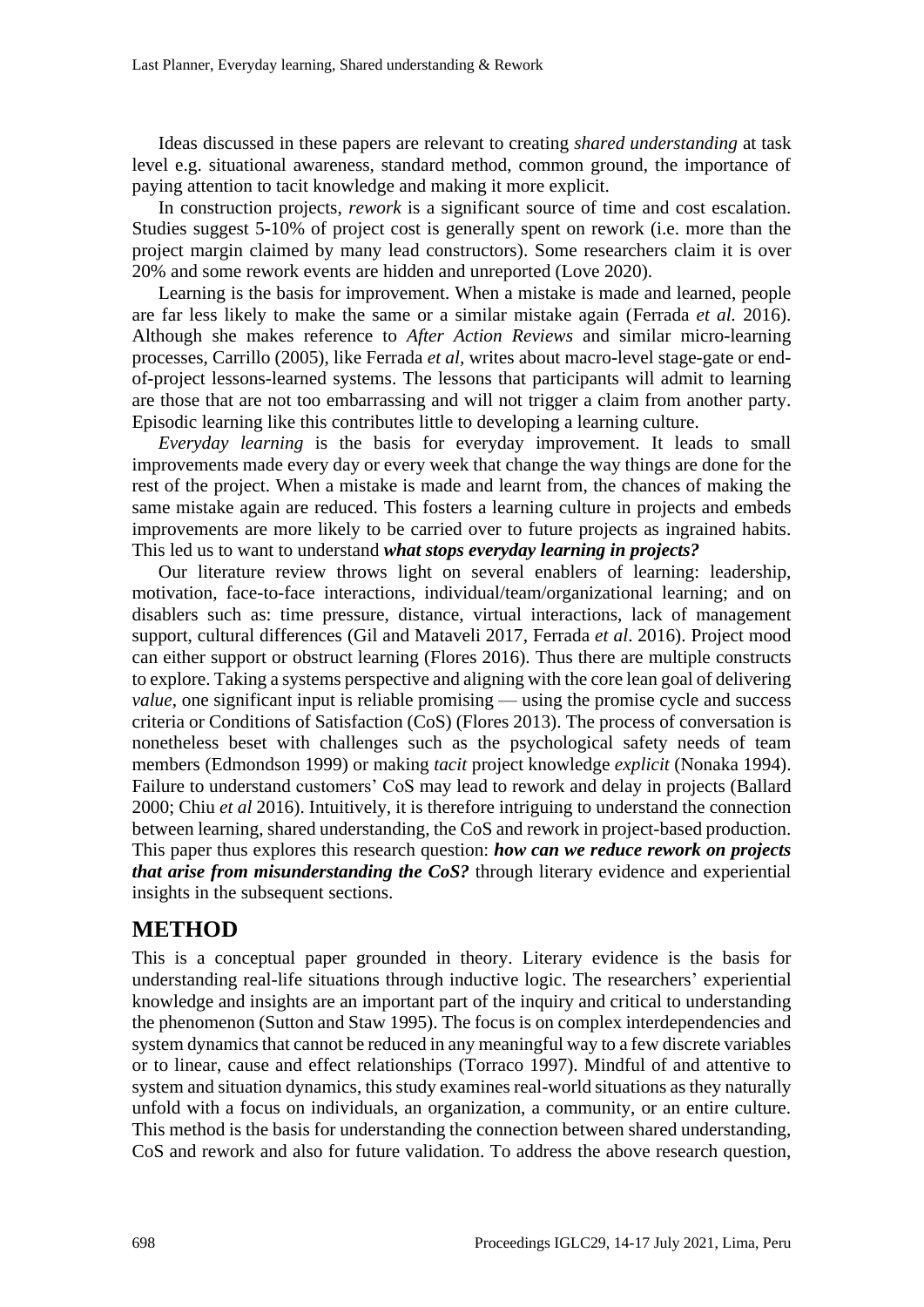Ideas discussed in these papers are relevant to creating *shared understanding* at task level e.g. situational awareness, standard method, common ground, the importance of paying attention to tacit knowledge and making it more explicit.

In construction projects, *rework* is a significant source of time and cost escalation. Studies suggest 5-10% of project cost is generally spent on rework (i.e. more than the project margin claimed by many lead constructors). Some researchers claim it is over 20% and some rework events are hidden and unreported (Love 2020).

Learning is the basis for improvement. When a mistake is made and learned, people are far less likely to make the same or a similar mistake again (Ferrada *et al.* 2016). Although she makes reference to *After Action Reviews* and similar micro-learning processes, Carrillo (2005), like Ferrada *et al*, writes about macro-level stage-gate or end-of-project lessons-learned systems. The lessons that participants will admit to learning are those that are not too embarrassing and will not trigger a claim from another party. Episodic learning like this contributes little to developing a learning culture.

*Everyday learning* is the basis for everyday improvement. It leads to small improvements made every day or every week that change the way things are done for the rest of the project. When a mistake is made and learnt from, the chances of making the same mistake again are reduced. This fosters a learning culture in projects and embeds improvements are more likely to be carried over to future projects as ingrained habits. This led us to want to understand ***what stops everyday learning in projects?***

Our literature review throws light on several enablers of learning: leadership, motivation, face-to-face interactions, individual/team/organizational learning; and on disablers such as: time pressure, distance, virtual interactions, lack of management support, cultural differences (Gil and Mataveli 2017, Ferrada *et al*. 2016). Project mood can either support or obstruct learning (Flores 2016). Thus there are multiple constructs to explore. Taking a systems perspective and aligning with the core lean goal of delivering *value*, one significant input is reliable promising — using the promise cycle and success criteria or Conditions of Satisfaction (CoS) (Flores 2013). The process of conversation is nonetheless beset with challenges such as the psychological safety needs of team members (Edmondson 1999) or making *tacit* project knowledge *explicit* (Nonaka 1994). Failure to understand customers' CoS may lead to rework and delay in projects (Ballard 2000; Chiu *et al* 2016). Intuitively, it is therefore intriguing to understand the connection between learning, shared understanding, the CoS and rework in project-based production. This paper thus explores this research question: ***how can we reduce rework on projects that arise from misunderstanding the CoS?*** through literary evidence and experiential insights in the subsequent sections.

# METHOD

This is a conceptual paper grounded in theory. Literary evidence is the basis for understanding real-life situations through inductive logic. The researchers' experiential knowledge and insights are an important part of the inquiry and critical to understanding the phenomenon (Sutton and Staw 1995). The focus is on complex interdependencies and system dynamics that cannot be reduced in any meaningful way to a few discrete variables or to linear, cause and effect relationships (Torraco 1997). Mindful of and attentive to system and situation dynamics, this study examines real-world situations as they naturally unfold with a focus on individuals, an organization, a community, or an entire culture. This method is the basis for understanding the connection between shared understanding, CoS and rework and also for future validation. To address the above research question,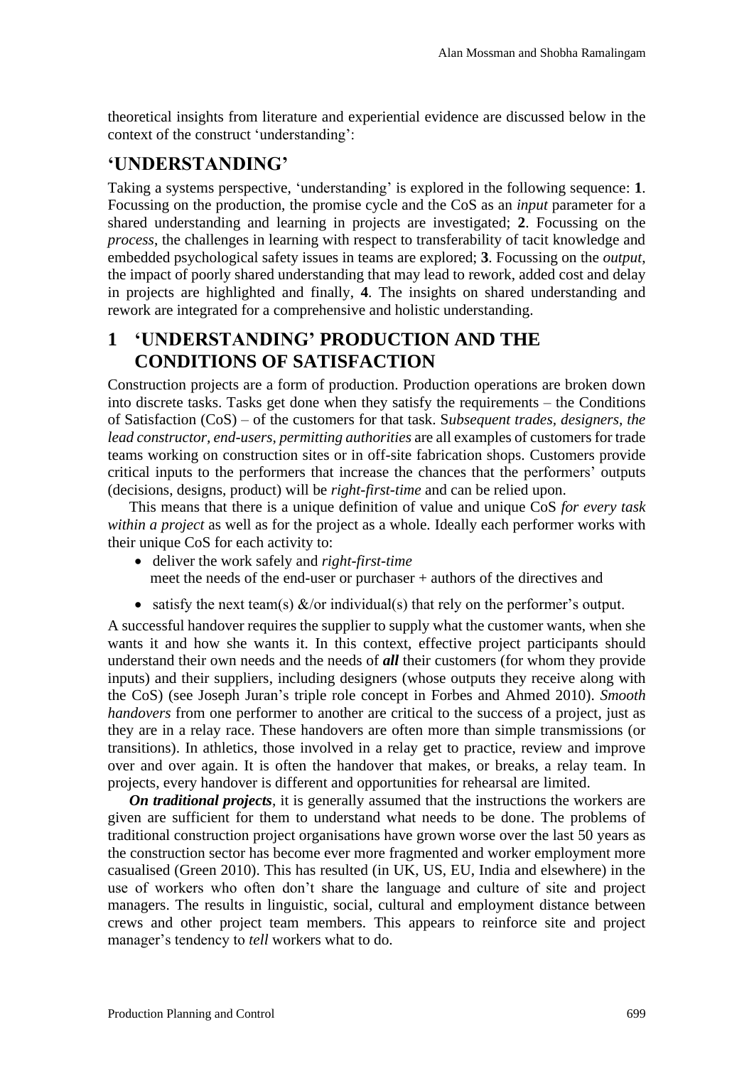theoretical insights from literature and experiential evidence are discussed below in the context of the construct 'understanding':

## 'UNDERSTANDING'

Taking a systems perspective, 'understanding' is explored in the following sequence: **1**. Focussing on the production, the promise cycle and the CoS as an *input* parameter for a shared understanding and learning in projects are investigated; **2**. Focussing on the *process*, the challenges in learning with respect to transferability of tacit knowledge and embedded psychological safety issues in teams are explored; **3**. Focussing on the *output*, the impact of poorly shared understanding that may lead to rework, added cost and delay in projects are highlighted and finally, **4**. The insights on shared understanding and rework are integrated for a comprehensive and holistic understanding.

## 1 'UNDERSTANDING' PRODUCTION AND THE CONDITIONS OF SATISFACTION

Construction projects are a form of production. Production operations are broken down into discrete tasks. Tasks get done when they satisfy the requirements – the Conditions of Satisfaction (CoS) – of the customers for that task. S*ubsequent trades, designers, the lead constructor, end-users, permitting authorities* are all examples of customers for trade teams working on construction sites or in off-site fabrication shops. Customers provide critical inputs to the performers that increase the chances that the performers' outputs (decisions, designs, product) will be *right-first-time* and can be relied upon.

This means that there is a unique definition of value and unique CoS *for every task within a project* as well as for the project as a whole. Ideally each performer works with their unique CoS for each activity to:

- deliver the work safely and *right-first-time*
  meet the needs of the end-user or purchaser + authors of the directives and
- satisfy the next team(s) &/or individual(s) that rely on the performer's output.

A successful handover requires the supplier to supply what the customer wants, when she wants it and how she wants it. In this context, effective project participants should understand their own needs and the needs of ***all*** their customers (for whom they provide inputs) and their suppliers, including designers (whose outputs they receive along with the CoS) (see Joseph Juran's triple role concept in Forbes and Ahmed 2010). *Smooth handovers* from one performer to another are critical to the success of a project, just as they are in a relay race. These handovers are often more than simple transmissions (or transitions). In athletics, those involved in a relay get to practice, review and improve over and over again. It is often the handover that makes, or breaks, a relay team. In projects, every handover is different and opportunities for rehearsal are limited.

***On traditional projects***, it is generally assumed that the instructions the workers are given are sufficient for them to understand what needs to be done. The problems of traditional construction project organisations have grown worse over the last 50 years as the construction sector has become ever more fragmented and worker employment more casualised (Green 2010). This has resulted (in UK, US, EU, India and elsewhere) in the use of workers who often don't share the language and culture of site and project managers. The results in linguistic, social, cultural and employment distance between crews and other project team members. This appears to reinforce site and project manager's tendency to *tell* workers what to do.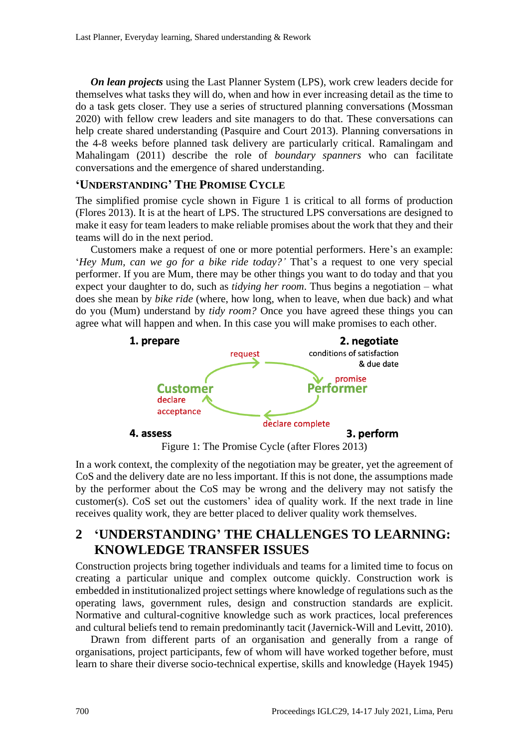***On lean projects*** using the Last Planner System (LPS), work crew leaders decide for themselves what tasks they will do, when and how in ever increasing detail as the time to do a task gets closer. They use a series of structured planning conversations (Mossman 2020) with fellow crew leaders and site managers to do that. These conversations can help create shared understanding (Pasquire and Court 2013). Planning conversations in the 4-8 weeks before planned task delivery are particularly critical. Ramalingam and Mahalingam (2011) describe the role of *boundary spanners* who can facilitate conversations and the emergence of shared understanding.

### 'Understanding' The Promise Cycle

The simplified promise cycle shown in Figure 1 is critical to all forms of production (Flores 2013). It is at the heart of LPS. The structured LPS conversations are designed to make it easy for team leaders to make reliable promises about the work that they and their teams will do in the next period.

Customers make a request of one or more potential performers. Here's an example: '*Hey Mum, can we go for a bike ride today?'* That's a request to one very special performer. If you are Mum, there may be other things you want to do today and that you expect your daughter to do, such as *tidying her room*. Thus begins a negotiation – what does she mean by *bike ride* (where, how long, when to leave, when due back) and what do you (Mum) understand by *tidy room?* Once you have agreed these things you can agree what will happen and when. In this case you will make promises to each other.

**1. prepare** — Customer — request →
**2. negotiate** — conditions of satisfaction & due date — promise — Performer
**3. perform** — declare complete →
**4. assess** — Customer — declare acceptance

Figure 1: The Promise Cycle (after Flores 2013)

In a work context, the complexity of the negotiation may be greater, yet the agreement of CoS and the delivery date are no less important. If this is not done, the assumptions made by the performer about the CoS may be wrong and the delivery may not satisfy the customer(s). CoS set out the customers' idea of quality work. If the next trade in line receives quality work, they are better placed to deliver quality work themselves.

## 2 'UNDERSTANDING' THE CHALLENGES TO LEARNING: KNOWLEDGE TRANSFER ISSUES

Construction projects bring together individuals and teams for a limited time to focus on creating a particular unique and complex outcome quickly. Construction work is embedded in institutionalized project settings where knowledge of regulations such as the operating laws, government rules, design and construction standards are explicit. Normative and cultural-cognitive knowledge such as work practices, local preferences and cultural beliefs tend to remain predominantly tacit (Javernick-Will and Levitt, 2010).

Drawn from different parts of an organisation and generally from a range of organisations, project participants, few of whom will have worked together before, must learn to share their diverse socio-technical expertise, skills and knowledge (Hayek 1945)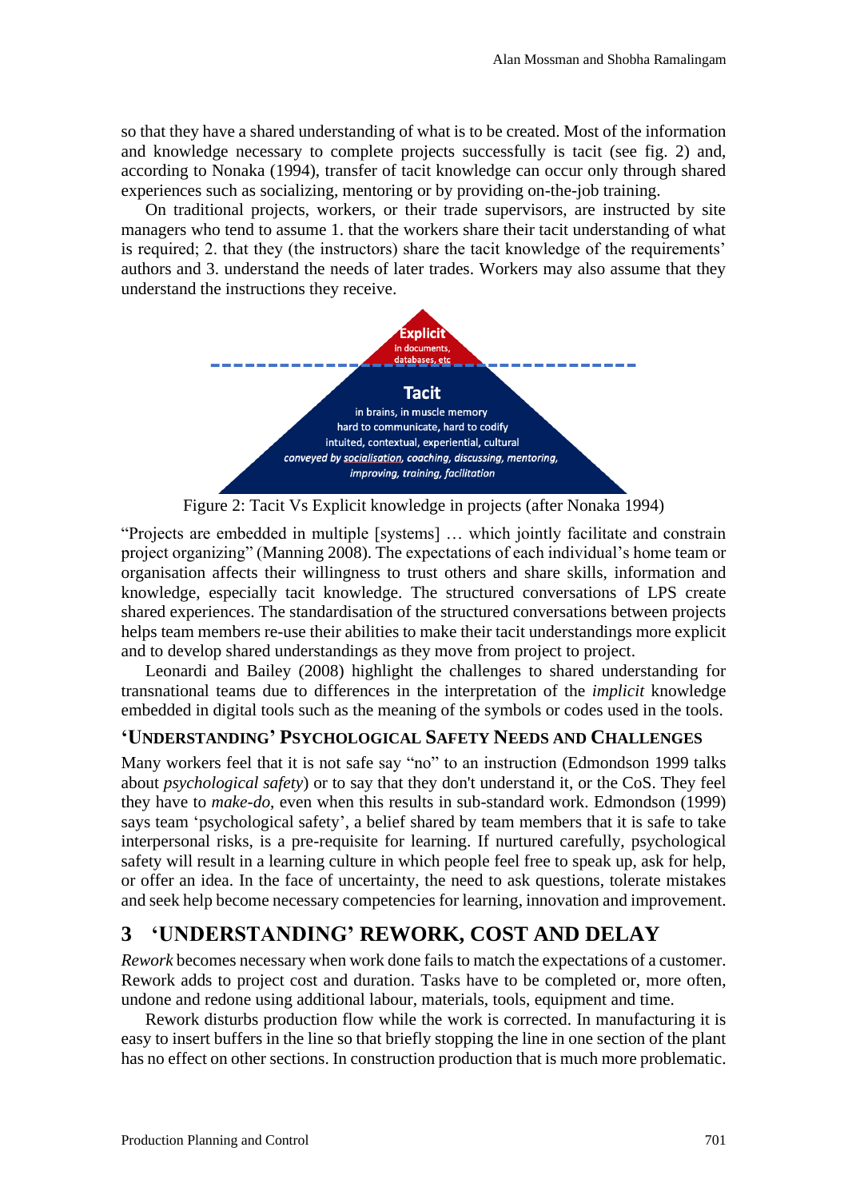so that they have a shared understanding of what is to be created. Most of the information and knowledge necessary to complete projects successfully is tacit (see fig. 2) and, according to Nonaka (1994), transfer of tacit knowledge can occur only through shared experiences such as socializing, mentoring or by providing on-the-job training.

On traditional projects, workers, or their trade supervisors, are instructed by site managers who tend to assume 1. that the workers share their tacit understanding of what is required; 2. that they (the instructors) share the tacit knowledge of the requirements' authors and 3. understand the needs of later trades. Workers may also assume that they understand the instructions they receive.

**Explicit**
in documents, databases, etc

**Tacit**
in brains, in muscle memory
hard to communicate, hard to codify
intuited, contextual, experiential, cultural
*conveyed by socialisation, coaching, discussing, mentoring, improving, training, facilitation*

Figure 2: Tacit Vs Explicit knowledge in projects (after Nonaka 1994)

"Projects are embedded in multiple [systems] … which jointly facilitate and constrain project organizing" (Manning 2008). The expectations of each individual's home team or organisation affects their willingness to trust others and share skills, information and knowledge, especially tacit knowledge. The structured conversations of LPS create shared experiences. The standardisation of the structured conversations between projects helps team members re-use their abilities to make their tacit understandings more explicit and to develop shared understandings as they move from project to project.

Leonardi and Bailey (2008) highlight the challenges to shared understanding for transnational teams due to differences in the interpretation of the *implicit* knowledge embedded in digital tools such as the meaning of the symbols or codes used in the tools.

### 'Understanding' Psychological Safety Needs and Challenges

Many workers feel that it is not safe say "no" to an instruction (Edmondson 1999 talks about *psychological safety*) or to say that they don't understand it, or the CoS. They feel they have to *make-do*, even when this results in sub-standard work. Edmondson (1999) says team 'psychological safety', a belief shared by team members that it is safe to take interpersonal risks, is a pre-requisite for learning. If nurtured carefully, psychological safety will result in a learning culture in which people feel free to speak up, ask for help, or offer an idea. In the face of uncertainty, the need to ask questions, tolerate mistakes and seek help become necessary competencies for learning, innovation and improvement.

## 3 'UNDERSTANDING' REWORK, COST AND DELAY

*Rework* becomes necessary when work done fails to match the expectations of a customer. Rework adds to project cost and duration. Tasks have to be completed or, more often, undone and redone using additional labour, materials, tools, equipment and time.

Rework disturbs production flow while the work is corrected. In manufacturing it is easy to insert buffers in the line so that briefly stopping the line in one section of the plant has no effect on other sections. In construction production that is much more problematic.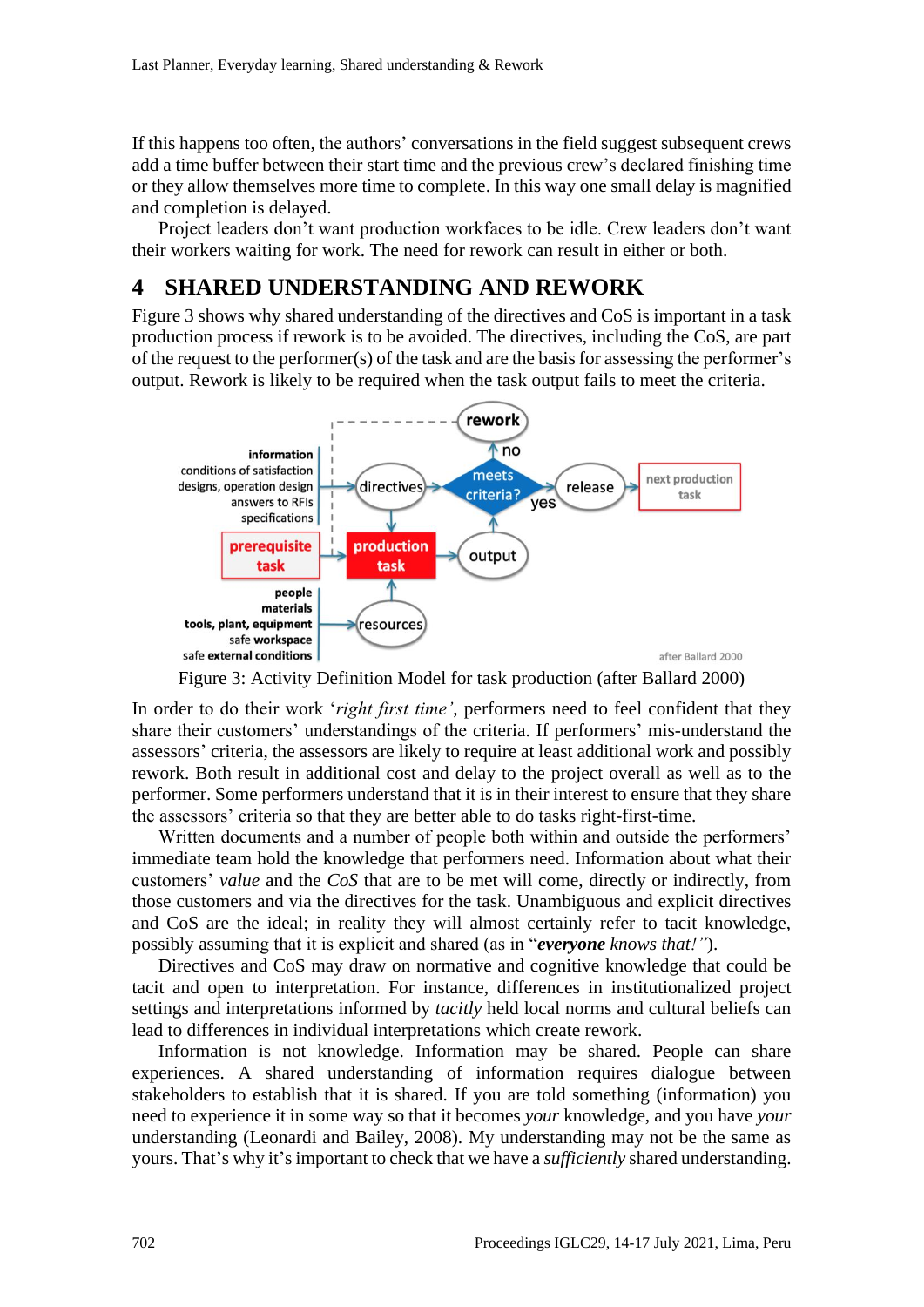If this happens too often, the authors' conversations in the field suggest subsequent crews add a time buffer between their start time and the previous crew's declared finishing time or they allow themselves more time to complete. In this way one small delay is magnified and completion is delayed.

Project leaders don't want production workfaces to be idle. Crew leaders don't want their workers waiting for work. The need for rework can result in either or both.

# 4 SHARED UNDERSTANDING AND REWORK

Figure 3 shows why shared understanding of the directives and CoS is important in a task production process if rework is to be avoided. The directives, including the CoS, are part of the request to the performer(s) of the task and are the basis for assessing the performer's output. Rework is likely to be required when the task output fails to meet the criteria.

Figure 3: Activity Definition Model for task production (after Ballard 2000)

In order to do their work '*right first time'*, performers need to feel confident that they share their customers' understandings of the criteria. If performers' mis-understand the assessors' criteria, the assessors are likely to require at least additional work and possibly rework. Both result in additional cost and delay to the project overall as well as to the performer. Some performers understand that it is in their interest to ensure that they share the assessors' criteria so that they are better able to do tasks right-first-time.

Written documents and a number of people both within and outside the performers' immediate team hold the knowledge that performers need. Information about what their customers' *value* and the *CoS* that are to be met will come, directly or indirectly, from those customers and via the directives for the task. Unambiguous and explicit directives and CoS are the ideal; in reality they will almost certainly refer to tacit knowledge, possibly assuming that it is explicit and shared (as in "***everyone*** *knows that!"*).

Directives and CoS may draw on normative and cognitive knowledge that could be tacit and open to interpretation. For instance, differences in institutionalized project settings and interpretations informed by *tacitly* held local norms and cultural beliefs can lead to differences in individual interpretations which create rework.

Information is not knowledge. Information may be shared. People can share experiences. A shared understanding of information requires dialogue between stakeholders to establish that it is shared. If you are told something (information) you need to experience it in some way so that it becomes *your* knowledge, and you have *your* understanding (Leonardi and Bailey, 2008). My understanding may not be the same as yours. That's why it's important to check that we have a *sufficiently* shared understanding.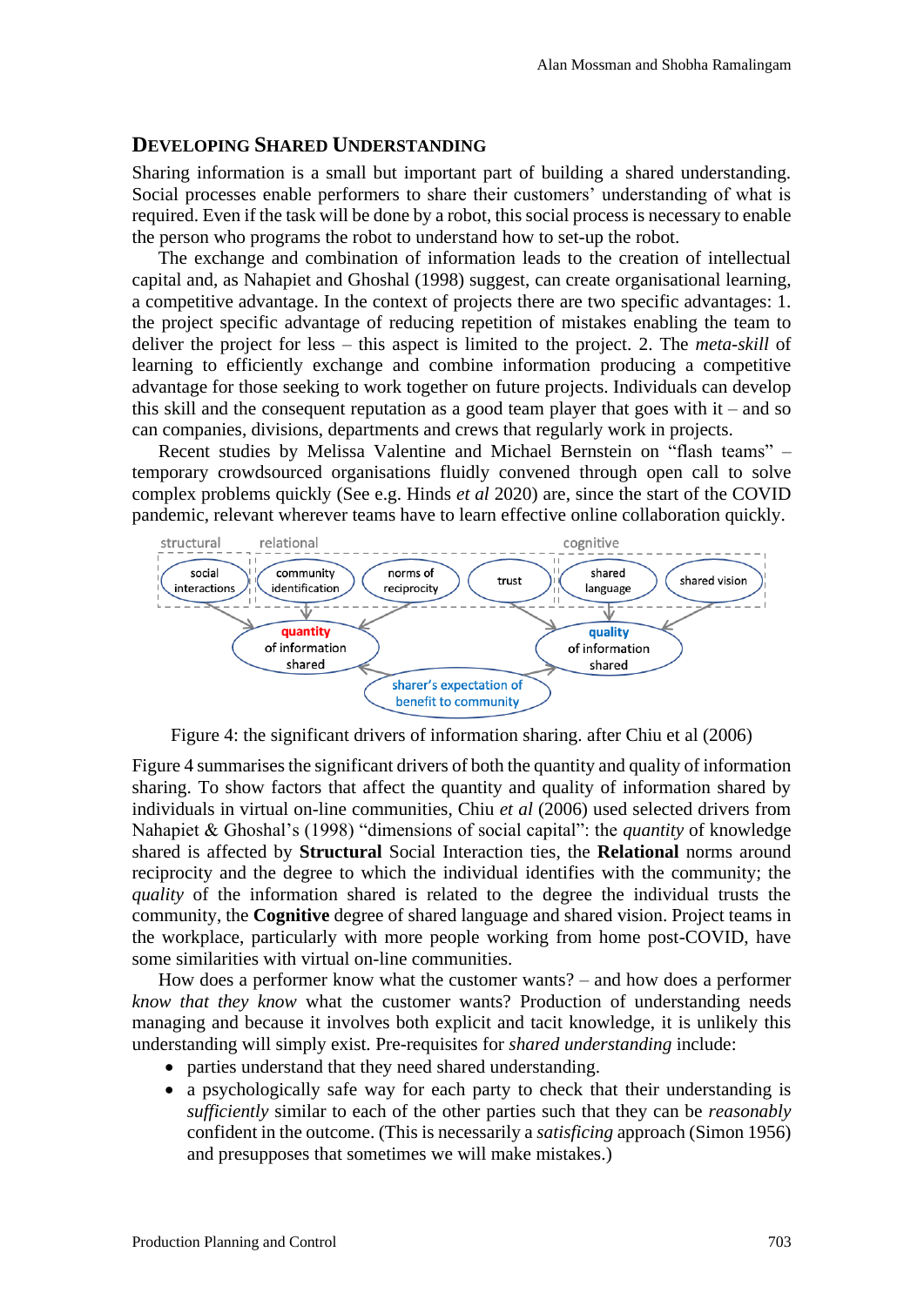## Developing Shared Understanding

Sharing information is a small but important part of building a shared understanding. Social processes enable performers to share their customers' understanding of what is required. Even if the task will be done by a robot, this social process is necessary to enable the person who programs the robot to understand how to set-up the robot.

The exchange and combination of information leads to the creation of intellectual capital and, as Nahapiet and Ghoshal (1998) suggest, can create organisational learning, a competitive advantage. In the context of projects there are two specific advantages: 1. the project specific advantage of reducing repetition of mistakes enabling the team to deliver the project for less – this aspect is limited to the project. 2. The *meta-skill* of learning to efficiently exchange and combine information producing a competitive advantage for those seeking to work together on future projects. Individuals can develop this skill and the consequent reputation as a good team player that goes with it – and so can companies, divisions, departments and crews that regularly work in projects.

Recent studies by Melissa Valentine and Michael Bernstein on "flash teams" – temporary crowdsourced organisations fluidly convened through open call to solve complex problems quickly (See e.g. Hinds *et al* 2020) are, since the start of the COVID pandemic, relevant wherever teams have to learn effective online collaboration quickly.

Figure 4: the significant drivers of information sharing. after Chiu et al (2006)

Figure 4 summarises the significant drivers of both the quantity and quality of information sharing. To show factors that affect the quantity and quality of information shared by individuals in virtual on-line communities, Chiu *et al* (2006) used selected drivers from Nahapiet & Ghoshal's (1998) "dimensions of social capital": the *quantity* of knowledge shared is affected by **Structural** Social Interaction ties, the **Relational** norms around reciprocity and the degree to which the individual identifies with the community; the *quality* of the information shared is related to the degree the individual trusts the community, the **Cognitive** degree of shared language and shared vision. Project teams in the workplace, particularly with more people working from home post-COVID, have some similarities with virtual on-line communities.

How does a performer know what the customer wants? – and how does a performer *know that they know* what the customer wants? Production of understanding needs managing and because it involves both explicit and tacit knowledge, it is unlikely this understanding will simply exist. Pre-requisites for *shared understanding* include:

- parties understand that they need shared understanding.
- a psychologically safe way for each party to check that their understanding is *sufficiently* similar to each of the other parties such that they can be *reasonably* confident in the outcome. (This is necessarily a *satisficing* approach (Simon 1956) and presupposes that sometimes we will make mistakes.)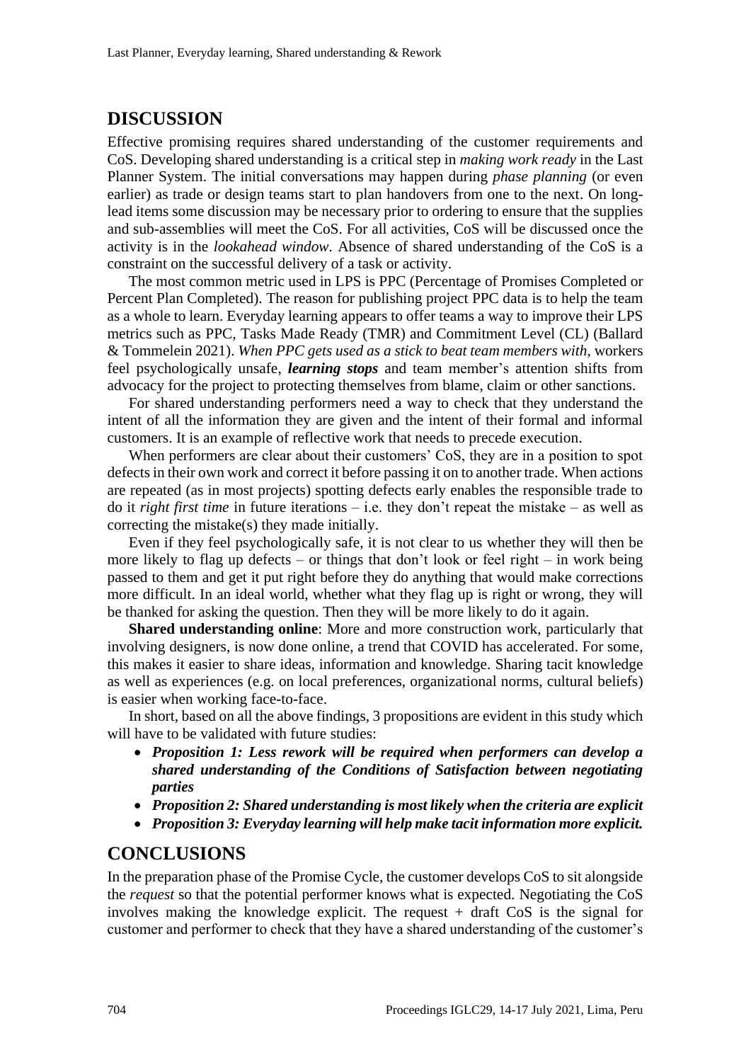## DISCUSSION

Effective promising requires shared understanding of the customer requirements and CoS. Developing shared understanding is a critical step in *making work ready* in the Last Planner System. The initial conversations may happen during *phase planning* (or even earlier) as trade or design teams start to plan handovers from one to the next. On long-lead items some discussion may be necessary prior to ordering to ensure that the supplies and sub-assemblies will meet the CoS. For all activities, CoS will be discussed once the activity is in the *lookahead window*. Absence of shared understanding of the CoS is a constraint on the successful delivery of a task or activity.

The most common metric used in LPS is PPC (Percentage of Promises Completed or Percent Plan Completed). The reason for publishing project PPC data is to help the team as a whole to learn. Everyday learning appears to offer teams a way to improve their LPS metrics such as PPC, Tasks Made Ready (TMR) and Commitment Level (CL) (Ballard & Tommelein 2021). *When PPC gets used as a stick to beat team members with*, workers feel psychologically unsafe, ***learning stops*** and team member's attention shifts from advocacy for the project to protecting themselves from blame, claim or other sanctions.

For shared understanding performers need a way to check that they understand the intent of all the information they are given and the intent of their formal and informal customers. It is an example of reflective work that needs to precede execution.

When performers are clear about their customers' CoS, they are in a position to spot defects in their own work and correct it before passing it on to another trade. When actions are repeated (as in most projects) spotting defects early enables the responsible trade to do it *right first time* in future iterations – i.e. they don't repeat the mistake – as well as correcting the mistake(s) they made initially.

Even if they feel psychologically safe, it is not clear to us whether they will then be more likely to flag up defects – or things that don't look or feel right – in work being passed to them and get it put right before they do anything that would make corrections more difficult. In an ideal world, whether what they flag up is right or wrong, they will be thanked for asking the question. Then they will be more likely to do it again.

**Shared understanding online**: More and more construction work, particularly that involving designers, is now done online, a trend that COVID has accelerated. For some, this makes it easier to share ideas, information and knowledge. Sharing tacit knowledge as well as experiences (e.g. on local preferences, organizational norms, cultural beliefs) is easier when working face-to-face.

In short, based on all the above findings, 3 propositions are evident in this study which will have to be validated with future studies:

- ***Proposition 1: Less rework will be required when performers can develop a shared understanding of the Conditions of Satisfaction between negotiating parties***
- ***Proposition 2: Shared understanding is most likely when the criteria are explicit***
- ***Proposition 3: Everyday learning will help make tacit information more explicit.***

## CONCLUSIONS

In the preparation phase of the Promise Cycle, the customer develops CoS to sit alongside the *request* so that the potential performer knows what is expected. Negotiating the CoS involves making the knowledge explicit. The request + draft CoS is the signal for customer and performer to check that they have a shared understanding of the customer's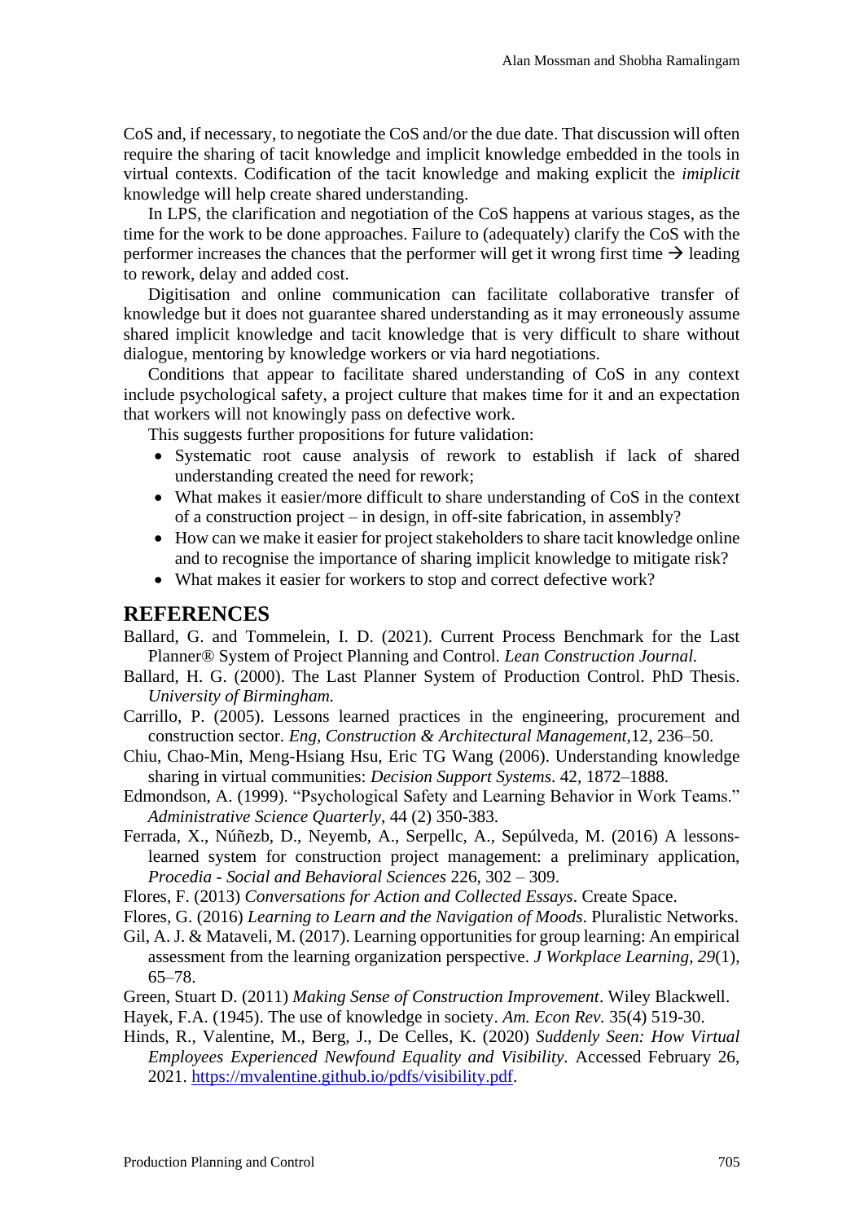CoS and, if necessary, to negotiate the CoS and/or the due date. That discussion will often require the sharing of tacit knowledge and implicit knowledge embedded in the tools in virtual contexts. Codification of the tacit knowledge and making explicit the *imiplicit* knowledge will help create shared understanding.

In LPS, the clarification and negotiation of the CoS happens at various stages, as the time for the work to be done approaches. Failure to (adequately) clarify the CoS with the performer increases the chances that the performer will get it wrong first time → leading to rework, delay and added cost.

Digitisation and online communication can facilitate collaborative transfer of knowledge but it does not guarantee shared understanding as it may erroneously assume shared implicit knowledge and tacit knowledge that is very difficult to share without dialogue, mentoring by knowledge workers or via hard negotiations.

Conditions that appear to facilitate shared understanding of CoS in any context include psychological safety, a project culture that makes time for it and an expectation that workers will not knowingly pass on defective work.

This suggests further propositions for future validation:

- Systematic root cause analysis of rework to establish if lack of shared understanding created the need for rework;
- What makes it easier/more difficult to share understanding of CoS in the context of a construction project – in design, in off-site fabrication, in assembly?
- How can we make it easier for project stakeholders to share tacit knowledge online and to recognise the importance of sharing implicit knowledge to mitigate risk?
- What makes it easier for workers to stop and correct defective work?

## REFERENCES

Ballard, G. and Tommelein, I. D. (2021). Current Process Benchmark for the Last Planner® System of Project Planning and Control. *Lean Construction Journal.*

Ballard, H. G. (2000). The Last Planner System of Production Control. PhD Thesis. *University of Birmingham.*

Carrillo, P. (2005). Lessons learned practices in the engineering, procurement and construction sector. *Eng, Construction & Architectural Management*,12, 236–50.

Chiu, Chao-Min, Meng-Hsiang Hsu, Eric TG Wang (2006). Understanding knowledge sharing in virtual communities: *Decision Support Systems*. 42, 1872–1888.

Edmondson, A. (1999). "Psychological Safety and Learning Behavior in Work Teams." *Administrative Science Quarterly*, 44 (2) 350-383.

Ferrada, X., Núñezb, D., Neyemb, A., Serpellc, A., Sepúlveda, M. (2016) A lessons-learned system for construction project management: a preliminary application, *Procedia - Social and Behavioral Sciences* 226, 302 – 309.

Flores, F. (2013) *Conversations for Action and Collected Essays*. Create Space.

Flores, G. (2016) *Learning to Learn and the Navigation of Moods*. Pluralistic Networks.

Gil, A. J. & Mataveli, M. (2017). Learning opportunities for group learning: An empirical assessment from the learning organization perspective. *J Workplace Learning, 29*(1), 65–78.

Green, Stuart D. (2011) *Making Sense of Construction Improvement*. Wiley Blackwell.

Hayek, F.A. (1945). The use of knowledge in society. *Am. Econ Rev.* 35(4) 519-30.

Hinds, R., Valentine, M., Berg, J., De Celles, K. (2020) *Suddenly Seen: How Virtual Employees Experienced Newfound Equality and Visibility*. Accessed February 26, 2021. https://mvalentine.github.io/pdfs/visibility.pdf.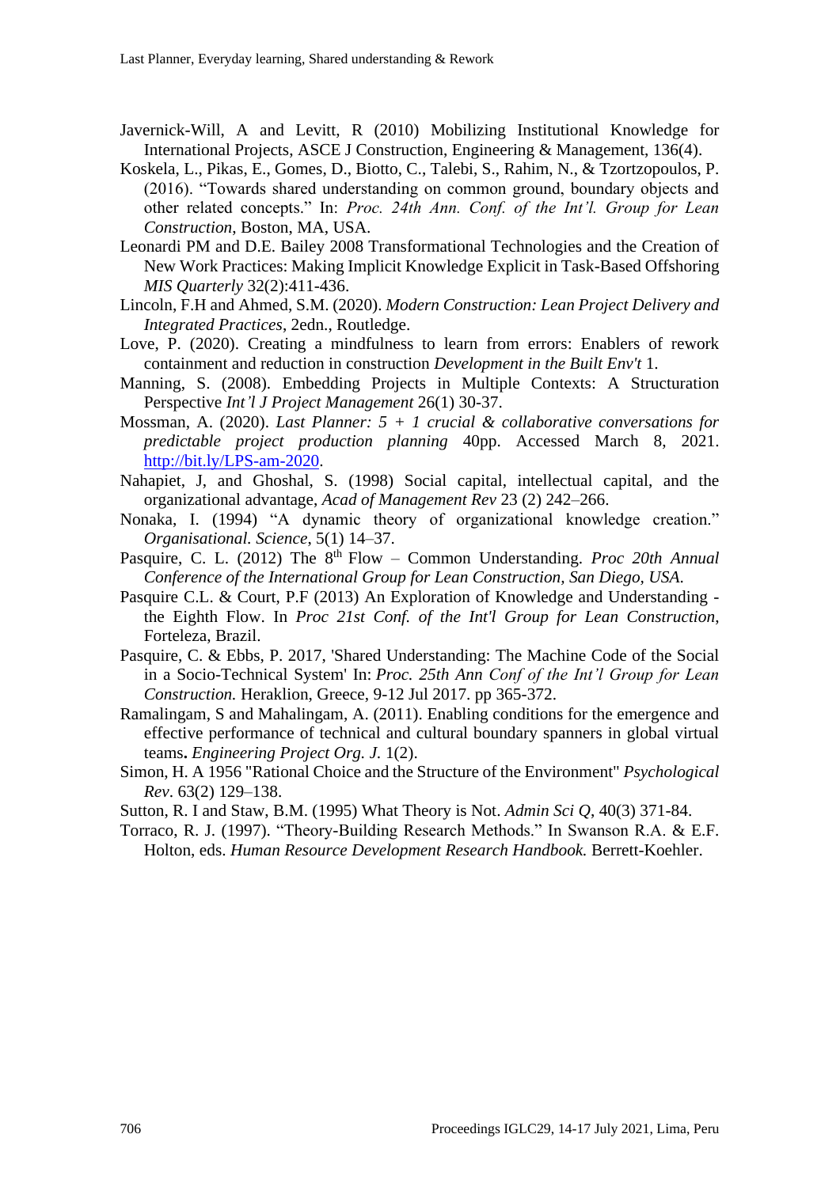Javernick-Will, A and Levitt, R (2010) Mobilizing Institutional Knowledge for International Projects, ASCE J Construction, Engineering & Management, 136(4).

Koskela, L., Pikas, E., Gomes, D., Biotto, C., Talebi, S., Rahim, N., & Tzortzopoulos, P. (2016). "Towards shared understanding on common ground, boundary objects and other related concepts." In: *Proc. 24th Ann. Conf. of the Int'l. Group for Lean Construction*, Boston, MA, USA.

Leonardi PM and D.E. Bailey 2008 Transformational Technologies and the Creation of New Work Practices: Making Implicit Knowledge Explicit in Task-Based Offshoring *MIS Quarterly* 32(2):411-436.

Lincoln, F.H and Ahmed, S.M. (2020). *Modern Construction: Lean Project Delivery and Integrated Practices*, 2edn., Routledge.

Love, P. (2020). Creating a mindfulness to learn from errors: Enablers of rework containment and reduction in construction *Development in the Built Env't* 1.

Manning, S. (2008). Embedding Projects in Multiple Contexts: A Structuration Perspective *Int'l J Project Management* 26(1) 30-37.

Mossman, A. (2020). *Last Planner: 5 + 1 crucial & collaborative conversations for predictable project production planning* 40pp. Accessed March 8, 2021. http://bit.ly/LPS-am-2020.

Nahapiet, J, and Ghoshal, S. (1998) Social capital, intellectual capital, and the organizational advantage, *Acad of Management Rev* 23 (2) 242–266.

Nonaka, I. (1994) "A dynamic theory of organizational knowledge creation." *Organisational. Science*, 5(1) 14–37.

Pasquire, C. L. (2012) The 8th Flow – Common Understanding. *Proc 20th Annual Conference of the International Group for Lean Construction, San Diego, USA.*

Pasquire C.L. & Court, P.F (2013) An Exploration of Knowledge and Understanding - the Eighth Flow. In *Proc 21st Conf. of the Int'l Group for Lean Construction*, Forteleza, Brazil.

Pasquire, C. & Ebbs, P. 2017, 'Shared Understanding: The Machine Code of the Social in a Socio-Technical System' In: *Proc. 25th Ann Conf of the Int'l Group for Lean Construction.* Heraklion, Greece, 9-12 Jul 2017. pp 365-372.

Ramalingam, S and Mahalingam, A. (2011). Enabling conditions for the emergence and effective performance of technical and cultural boundary spanners in global virtual teams**.** *Engineering Project Org. J.* 1(2).

Simon, H. A 1956 "Rational Choice and the Structure of the Environment" *Psychological Rev*. 63(2) 129–138.

Sutton, R. I and Staw, B.M. (1995) What Theory is Not. *Admin Sci Q*, 40(3) 371-84.

Torraco, R. J. (1997). "Theory-Building Research Methods." In Swanson R.A. & E.F. Holton, eds. *Human Resource Development Research Handbook.* Berrett-Koehler.